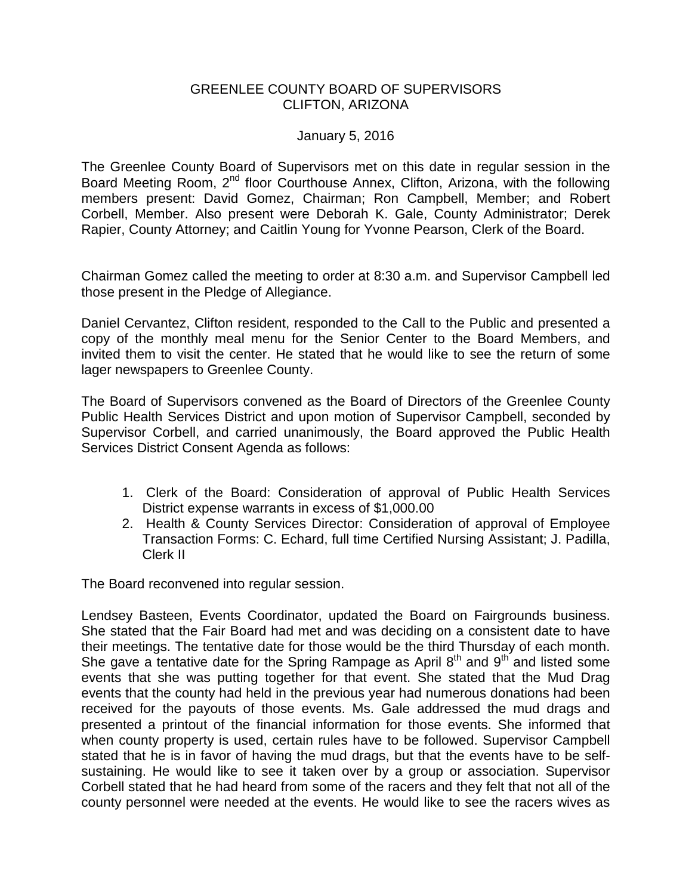# GREENLEE COUNTY BOARD OF SUPERVISORS
# CLIFTON, ARIZONA

January 5, 2016

The Greenlee County Board of Supervisors met on this date in regular session in the Board Meeting Room, 2nd floor Courthouse Annex, Clifton, Arizona, with the following members present: David Gomez, Chairman; Ron Campbell, Member; and Robert Corbell, Member. Also present were Deborah K. Gale, County Administrator; Derek Rapier, County Attorney; and Caitlin Young for Yvonne Pearson, Clerk of the Board.

Chairman Gomez called the meeting to order at 8:30 a.m. and Supervisor Campbell led those present in the Pledge of Allegiance.

Daniel Cervantez, Clifton resident, responded to the Call to the Public and presented a copy of the monthly meal menu for the Senior Center to the Board Members, and invited them to visit the center. He stated that he would like to see the return of some lager newspapers to Greenlee County.

The Board of Supervisors convened as the Board of Directors of the Greenlee County Public Health Services District and upon motion of Supervisor Campbell, seconded by Supervisor Corbell, and carried unanimously, the Board approved the Public Health Services District Consent Agenda as follows:

1. Clerk of the Board: Consideration of approval of Public Health Services District expense warrants in excess of $1,000.00
2. Health & County Services Director: Consideration of approval of Employee Transaction Forms: C. Echard, full time Certified Nursing Assistant; J. Padilla, Clerk II

The Board reconvened into regular session.

Lendsey Basteen, Events Coordinator, updated the Board on Fairgrounds business. She stated that the Fair Board had met and was deciding on a consistent date to have their meetings. The tentative date for those would be the third Thursday of each month. She gave a tentative date for the Spring Rampage as April 8th and 9th and listed some events that she was putting together for that event. She stated that the Mud Drag events that the county had held in the previous year had numerous donations had been received for the payouts of those events. Ms. Gale addressed the mud drags and presented a printout of the financial information for those events. She informed that when county property is used, certain rules have to be followed. Supervisor Campbell stated that he is in favor of having the mud drags, but that the events have to be self-sustaining. He would like to see it taken over by a group or association. Supervisor Corbell stated that he had heard from some of the racers and they felt that not all of the county personnel were needed at the events. He would like to see the racers wives as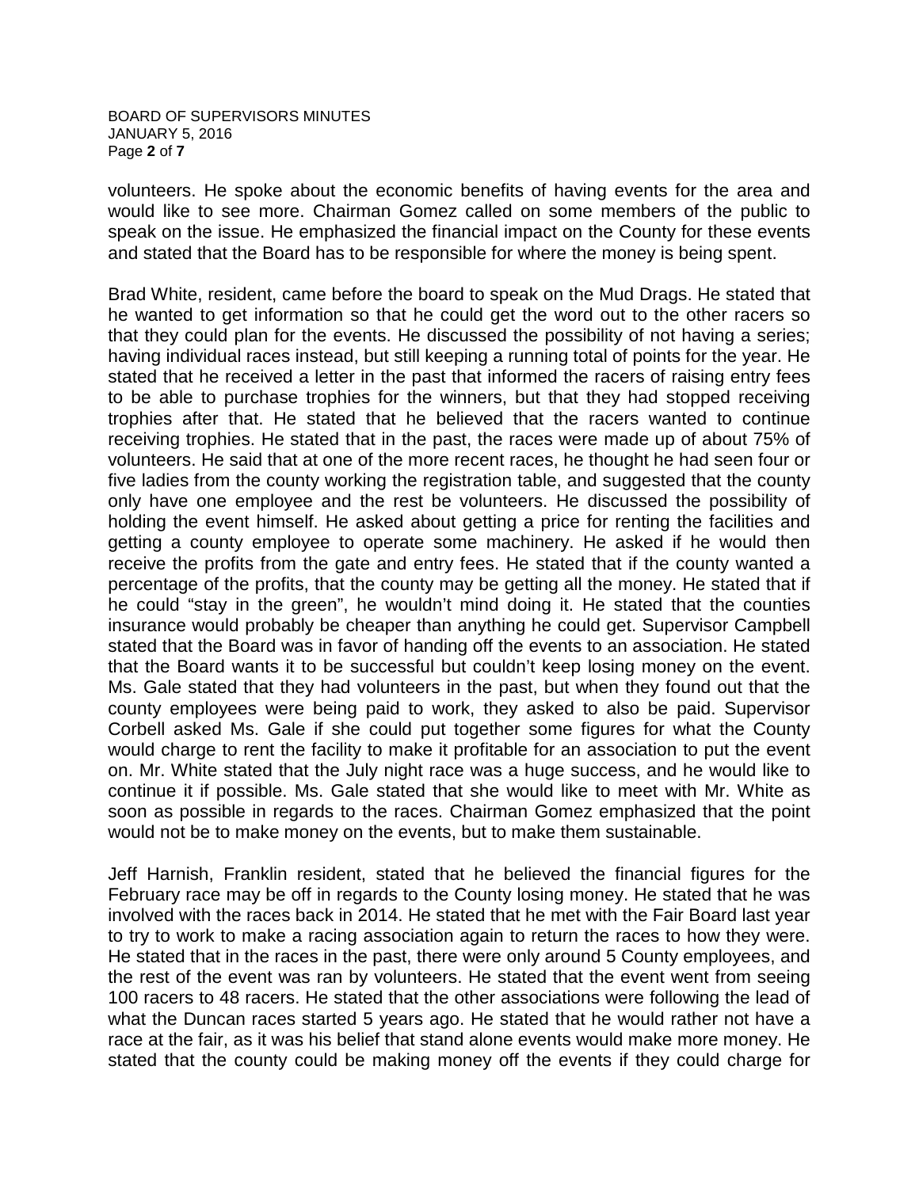volunteers. He spoke about the economic benefits of having events for the area and would like to see more. Chairman Gomez called on some members of the public to speak on the issue. He emphasized the financial impact on the County for these events and stated that the Board has to be responsible for where the money is being spent.

Brad White, resident, came before the board to speak on the Mud Drags. He stated that he wanted to get information so that he could get the word out to the other racers so that they could plan for the events. He discussed the possibility of not having a series; having individual races instead, but still keeping a running total of points for the year. He stated that he received a letter in the past that informed the racers of raising entry fees to be able to purchase trophies for the winners, but that they had stopped receiving trophies after that. He stated that he believed that the racers wanted to continue receiving trophies. He stated that in the past, the races were made up of about 75% of volunteers. He said that at one of the more recent races, he thought he had seen four or five ladies from the county working the registration table, and suggested that the county only have one employee and the rest be volunteers. He discussed the possibility of holding the event himself. He asked about getting a price for renting the facilities and getting a county employee to operate some machinery. He asked if he would then receive the profits from the gate and entry fees. He stated that if the county wanted a percentage of the profits, that the county may be getting all the money. He stated that if he could "stay in the green", he wouldn't mind doing it. He stated that the counties insurance would probably be cheaper than anything he could get. Supervisor Campbell stated that the Board was in favor of handing off the events to an association. He stated that the Board wants it to be successful but couldn't keep losing money on the event. Ms. Gale stated that they had volunteers in the past, but when they found out that the county employees were being paid to work, they asked to also be paid. Supervisor Corbell asked Ms. Gale if she could put together some figures for what the County would charge to rent the facility to make it profitable for an association to put the event on. Mr. White stated that the July night race was a huge success, and he would like to continue it if possible. Ms. Gale stated that she would like to meet with Mr. White as soon as possible in regards to the races. Chairman Gomez emphasized that the point would not be to make money on the events, but to make them sustainable.

Jeff Harnish, Franklin resident, stated that he believed the financial figures for the February race may be off in regards to the County losing money. He stated that he was involved with the races back in 2014. He stated that he met with the Fair Board last year to try to work to make a racing association again to return the races to how they were. He stated that in the races in the past, there were only around 5 County employees, and the rest of the event was ran by volunteers. He stated that the event went from seeing 100 racers to 48 racers. He stated that the other associations were following the lead of what the Duncan races started 5 years ago. He stated that he would rather not have a race at the fair, as it was his belief that stand alone events would make more money. He stated that the county could be making money off the events if they could charge for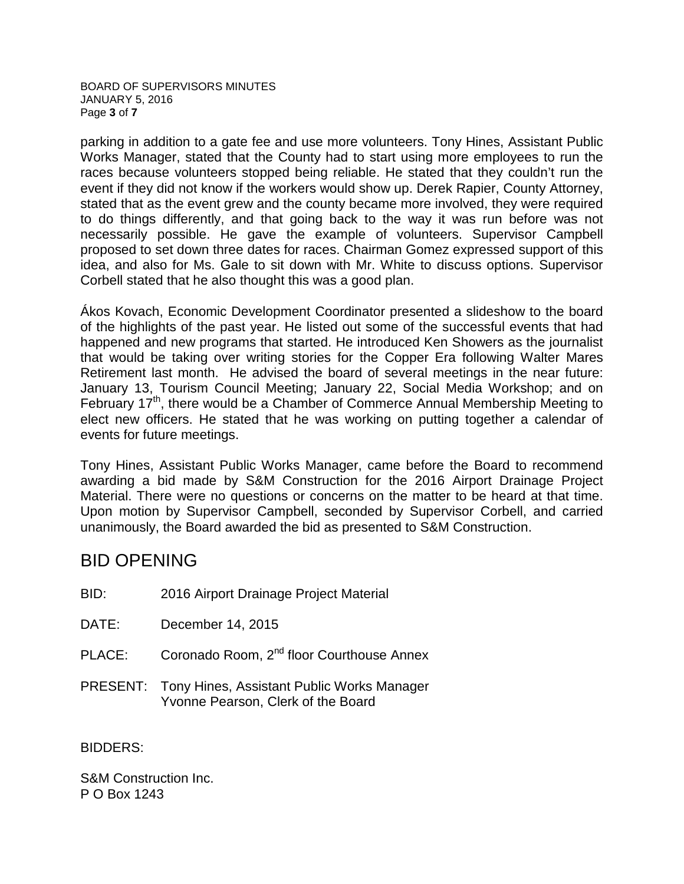parking in addition to a gate fee and use more volunteers. Tony Hines, Assistant Public Works Manager, stated that the County had to start using more employees to run the races because volunteers stopped being reliable. He stated that they couldn't run the event if they did not know if the workers would show up. Derek Rapier, County Attorney, stated that as the event grew and the county became more involved, they were required to do things differently, and that going back to the way it was run before was not necessarily possible. He gave the example of volunteers. Supervisor Campbell proposed to set down three dates for races. Chairman Gomez expressed support of this idea, and also for Ms. Gale to sit down with Mr. White to discuss options. Supervisor Corbell stated that he also thought this was a good plan.

Ákos Kovach, Economic Development Coordinator presented a slideshow to the board of the highlights of the past year. He listed out some of the successful events that had happened and new programs that started. He introduced Ken Showers as the journalist that would be taking over writing stories for the Copper Era following Walter Mares Retirement last month. He advised the board of several meetings in the near future: January 13, Tourism Council Meeting; January 22, Social Media Workshop; and on February 17th, there would be a Chamber of Commerce Annual Membership Meeting to elect new officers. He stated that he was working on putting together a calendar of events for future meetings.

Tony Hines, Assistant Public Works Manager, came before the Board to recommend awarding a bid made by S&M Construction for the 2016 Airport Drainage Project Material. There were no questions or concerns on the matter to be heard at that time. Upon motion by Supervisor Campbell, seconded by Supervisor Corbell, and carried unanimously, the Board awarded the bid as presented to S&M Construction.

## BID OPENING

BID: 2016 Airport Drainage Project Material

DATE: December 14, 2015

PLACE: Coronado Room, 2nd floor Courthouse Annex

PRESENT: Tony Hines, Assistant Public Works Manager
Yvonne Pearson, Clerk of the Board

BIDDERS:

S&M Construction Inc.
P O Box 1243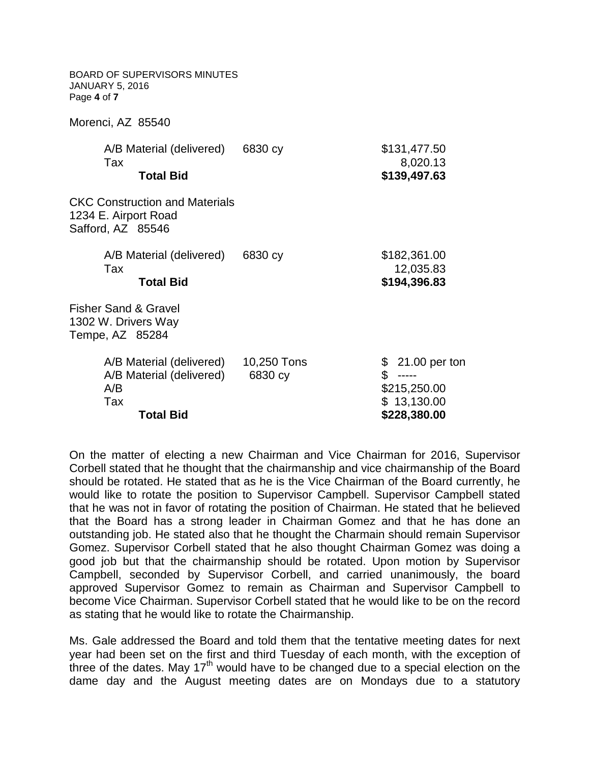Morenci, AZ 85540

| | | |
|---|---|---|
| A/B Material (delivered) | 6830 cy | $131,477.50 |
| Tax | | 8,020.13 |
| **Total Bid** | | **$139,497.63** |

CKC Construction and Materials
1234 E. Airport Road
Safford, AZ 85546

| | | |
|---|---|---|
| A/B Material (delivered) | 6830 cy | $182,361.00 |
| Tax | | 12,035.83 |
| **Total Bid** | | **$194,396.83** |

Fisher Sand & Gravel
1302 W. Drivers Way
Tempe, AZ 85284

| | | |
|---|---|---|
| A/B Material (delivered) | 10,250 Tons | $ 21.00 per ton |
| A/B Material (delivered) | 6830 cy | $ ----- |
| A/B | | $215,250.00 |
| Tax | | $ 13,130.00 |
| **Total Bid** | | **$228,380.00** |

On the matter of electing a new Chairman and Vice Chairman for 2016, Supervisor Corbell stated that he thought that the chairmanship and vice chairmanship of the Board should be rotated. He stated that as he is the Vice Chairman of the Board currently, he would like to rotate the position to Supervisor Campbell. Supervisor Campbell stated that he was not in favor of rotating the position of Chairman. He stated that he believed that the Board has a strong leader in Chairman Gomez and that he has done an outstanding job. He stated also that he thought the Charmain should remain Supervisor Gomez. Supervisor Corbell stated that he also thought Chairman Gomez was doing a good job but that the chairmanship should be rotated. Upon motion by Supervisor Campbell, seconded by Supervisor Corbell, and carried unanimously, the board approved Supervisor Gomez to remain as Chairman and Supervisor Campbell to become Vice Chairman. Supervisor Corbell stated that he would like to be on the record as stating that he would like to rotate the Chairmanship.

Ms. Gale addressed the Board and told them that the tentative meeting dates for next year had been set on the first and third Tuesday of each month, with the exception of three of the dates. May 17th would have to be changed due to a special election on the dame day and the August meeting dates are on Mondays due to a statutory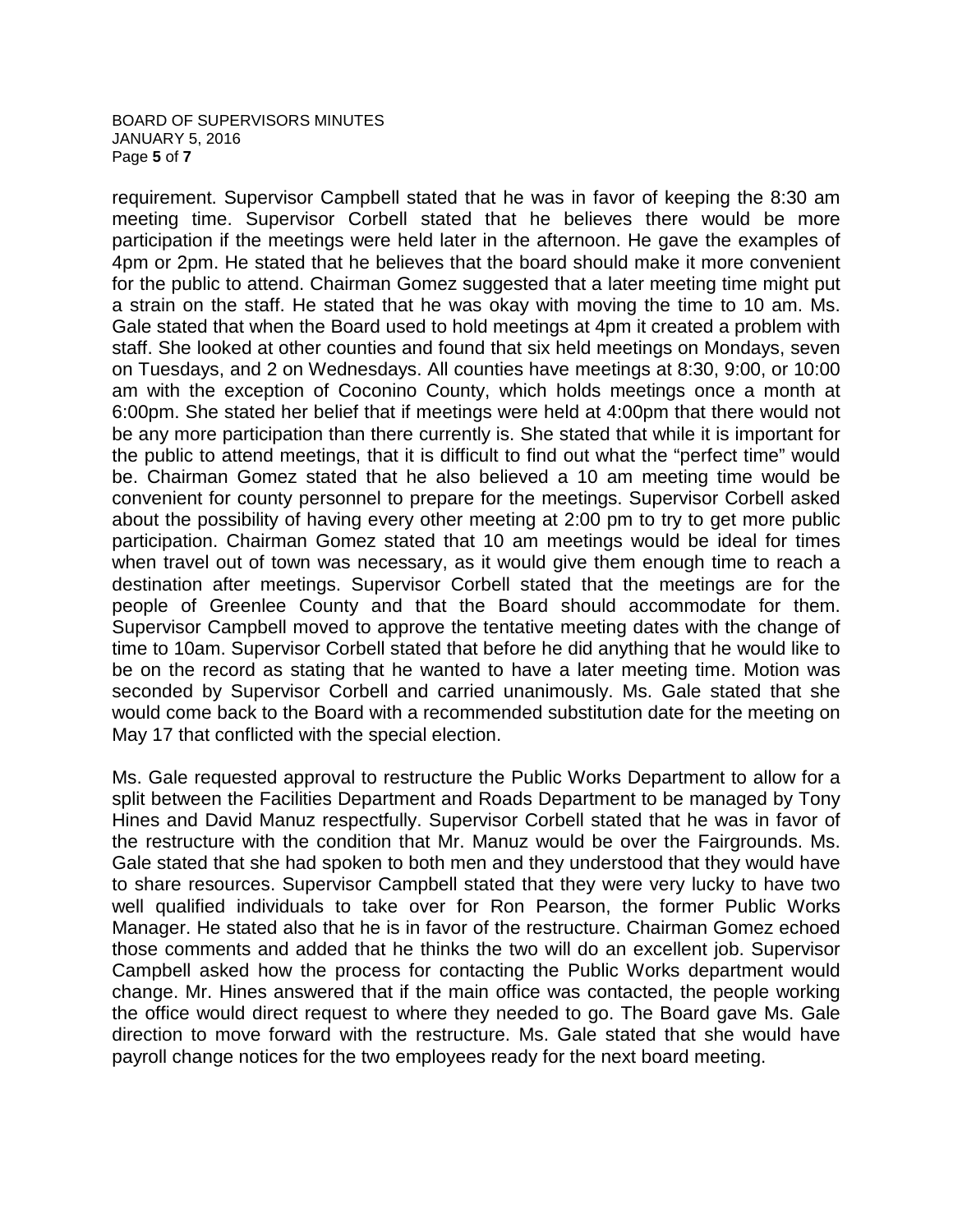requirement. Supervisor Campbell stated that he was in favor of keeping the 8:30 am meeting time. Supervisor Corbell stated that he believes there would be more participation if the meetings were held later in the afternoon. He gave the examples of 4pm or 2pm. He stated that he believes that the board should make it more convenient for the public to attend. Chairman Gomez suggested that a later meeting time might put a strain on the staff. He stated that he was okay with moving the time to 10 am. Ms. Gale stated that when the Board used to hold meetings at 4pm it created a problem with staff. She looked at other counties and found that six held meetings on Mondays, seven on Tuesdays, and 2 on Wednesdays. All counties have meetings at 8:30, 9:00, or 10:00 am with the exception of Coconino County, which holds meetings once a month at 6:00pm. She stated her belief that if meetings were held at 4:00pm that there would not be any more participation than there currently is. She stated that while it is important for the public to attend meetings, that it is difficult to find out what the "perfect time" would be. Chairman Gomez stated that he also believed a 10 am meeting time would be convenient for county personnel to prepare for the meetings. Supervisor Corbell asked about the possibility of having every other meeting at 2:00 pm to try to get more public participation. Chairman Gomez stated that 10 am meetings would be ideal for times when travel out of town was necessary, as it would give them enough time to reach a destination after meetings. Supervisor Corbell stated that the meetings are for the people of Greenlee County and that the Board should accommodate for them. Supervisor Campbell moved to approve the tentative meeting dates with the change of time to 10am. Supervisor Corbell stated that before he did anything that he would like to be on the record as stating that he wanted to have a later meeting time. Motion was seconded by Supervisor Corbell and carried unanimously. Ms. Gale stated that she would come back to the Board with a recommended substitution date for the meeting on May 17 that conflicted with the special election.

Ms. Gale requested approval to restructure the Public Works Department to allow for a split between the Facilities Department and Roads Department to be managed by Tony Hines and David Manuz respectfully. Supervisor Corbell stated that he was in favor of the restructure with the condition that Mr. Manuz would be over the Fairgrounds. Ms. Gale stated that she had spoken to both men and they understood that they would have to share resources. Supervisor Campbell stated that they were very lucky to have two well qualified individuals to take over for Ron Pearson, the former Public Works Manager. He stated also that he is in favor of the restructure. Chairman Gomez echoed those comments and added that he thinks the two will do an excellent job. Supervisor Campbell asked how the process for contacting the Public Works department would change. Mr. Hines answered that if the main office was contacted, the people working the office would direct request to where they needed to go. The Board gave Ms. Gale direction to move forward with the restructure. Ms. Gale stated that she would have payroll change notices for the two employees ready for the next board meeting.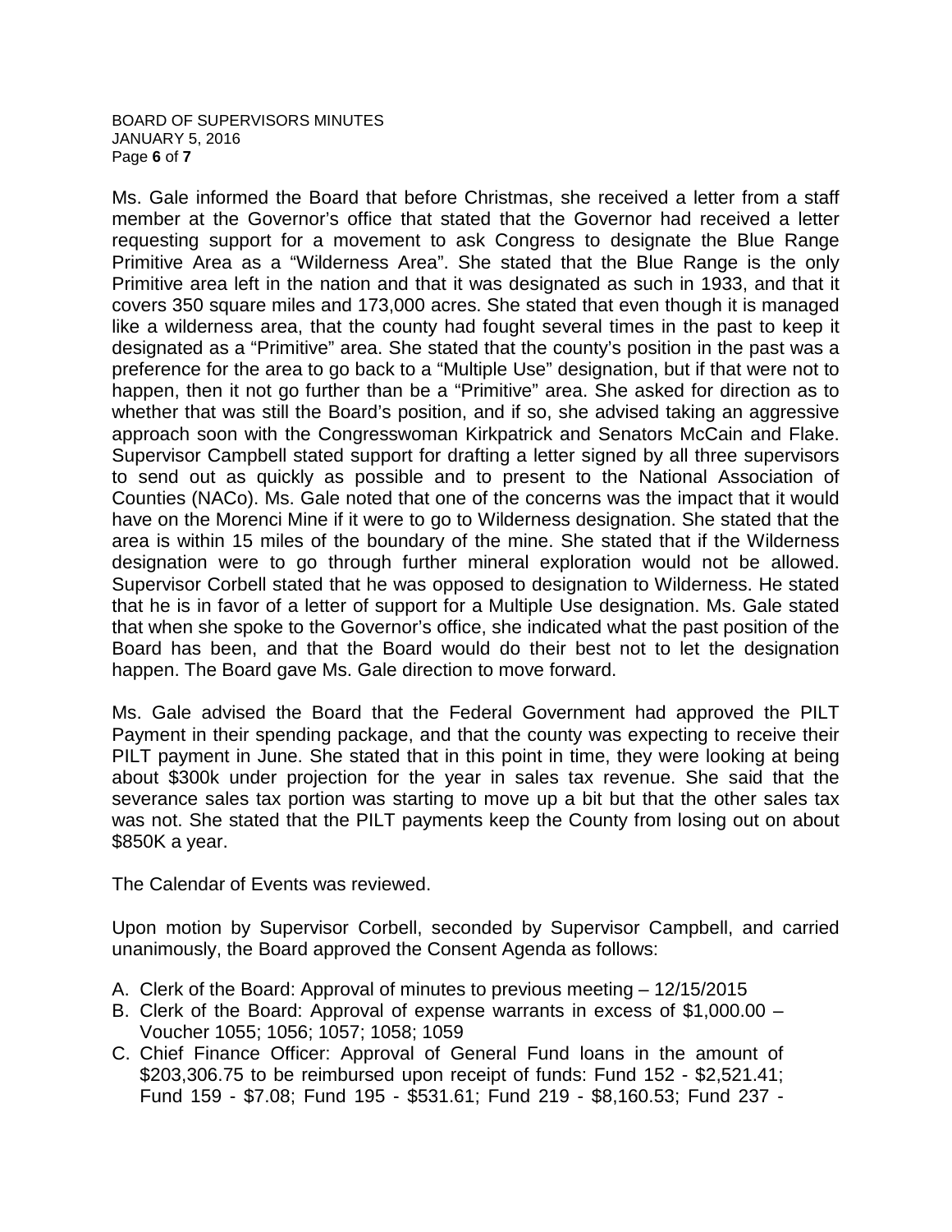Ms. Gale informed the Board that before Christmas, she received a letter from a staff member at the Governor's office that stated that the Governor had received a letter requesting support for a movement to ask Congress to designate the Blue Range Primitive Area as a "Wilderness Area". She stated that the Blue Range is the only Primitive area left in the nation and that it was designated as such in 1933, and that it covers 350 square miles and 173,000 acres. She stated that even though it is managed like a wilderness area, that the county had fought several times in the past to keep it designated as a "Primitive" area. She stated that the county's position in the past was a preference for the area to go back to a "Multiple Use" designation, but if that were not to happen, then it not go further than be a "Primitive" area. She asked for direction as to whether that was still the Board's position, and if so, she advised taking an aggressive approach soon with the Congresswoman Kirkpatrick and Senators McCain and Flake. Supervisor Campbell stated support for drafting a letter signed by all three supervisors to send out as quickly as possible and to present to the National Association of Counties (NACo). Ms. Gale noted that one of the concerns was the impact that it would have on the Morenci Mine if it were to go to Wilderness designation. She stated that the area is within 15 miles of the boundary of the mine. She stated that if the Wilderness designation were to go through further mineral exploration would not be allowed. Supervisor Corbell stated that he was opposed to designation to Wilderness. He stated that he is in favor of a letter of support for a Multiple Use designation. Ms. Gale stated that when she spoke to the Governor's office, she indicated what the past position of the Board has been, and that the Board would do their best not to let the designation happen. The Board gave Ms. Gale direction to move forward.

Ms. Gale advised the Board that the Federal Government had approved the PILT Payment in their spending package, and that the county was expecting to receive their PILT payment in June. She stated that in this point in time, they were looking at being about $300k under projection for the year in sales tax revenue. She said that the severance sales tax portion was starting to move up a bit but that the other sales tax was not. She stated that the PILT payments keep the County from losing out on about $850K a year.

The Calendar of Events was reviewed.

Upon motion by Supervisor Corbell, seconded by Supervisor Campbell, and carried unanimously, the Board approved the Consent Agenda as follows:

A. Clerk of the Board: Approval of minutes to previous meeting – 12/15/2015
B. Clerk of the Board: Approval of expense warrants in excess of $1,000.00 – Voucher 1055; 1056; 1057; 1058; 1059
C. Chief Finance Officer: Approval of General Fund loans in the amount of $203,306.75 to be reimbursed upon receipt of funds: Fund 152 - $2,521.41; Fund 159 - $7.08; Fund 195 - $531.61; Fund 219 - $8,160.53; Fund 237 -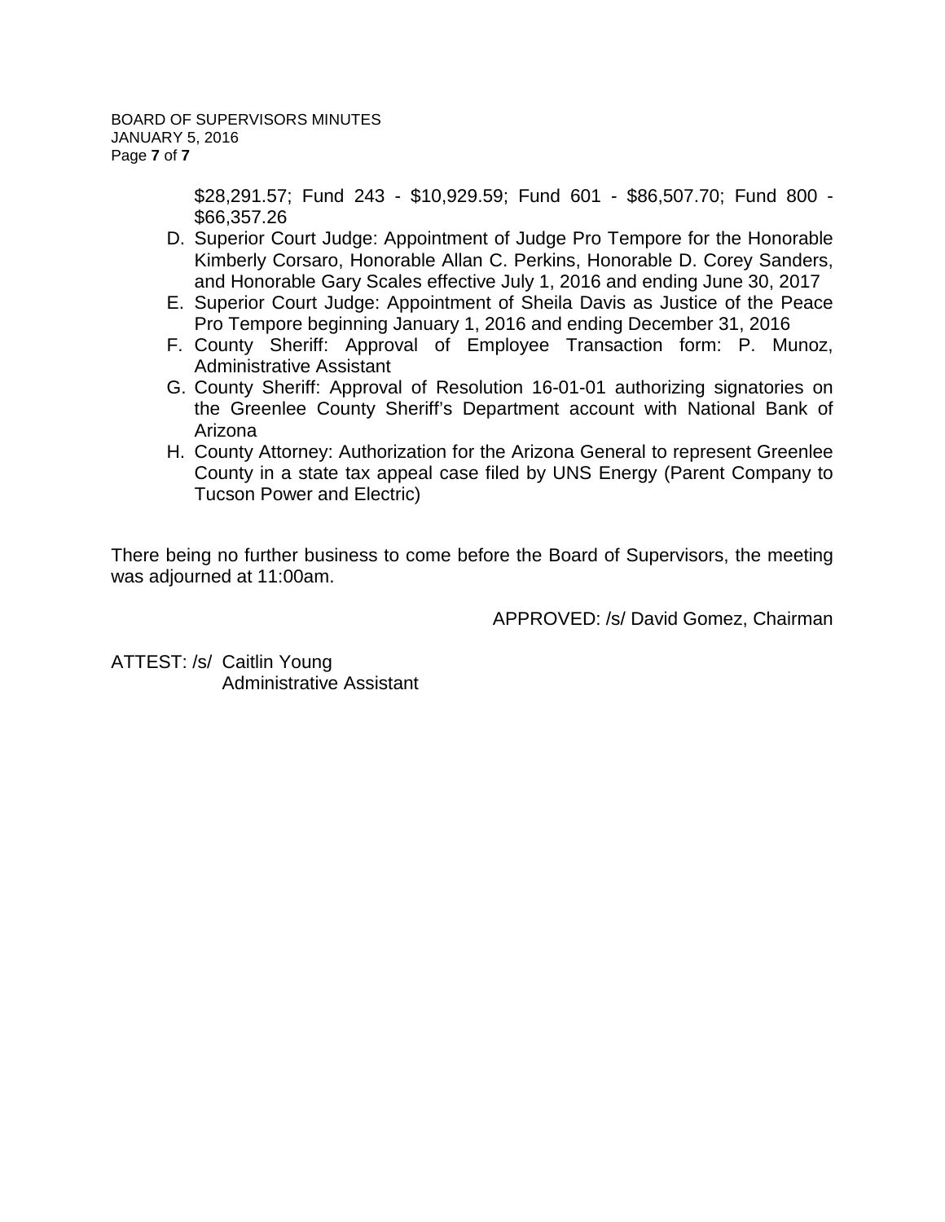$28,291.57; Fund 243 - $10,929.59; Fund 601 - $86,507.70; Fund 800 - $66,357.26

D. Superior Court Judge: Appointment of Judge Pro Tempore for the Honorable Kimberly Corsaro, Honorable Allan C. Perkins, Honorable D. Corey Sanders, and Honorable Gary Scales effective July 1, 2016 and ending June 30, 2017
E. Superior Court Judge: Appointment of Sheila Davis as Justice of the Peace Pro Tempore beginning January 1, 2016 and ending December 31, 2016
F. County Sheriff: Approval of Employee Transaction form: P. Munoz, Administrative Assistant
G. County Sheriff: Approval of Resolution 16-01-01 authorizing signatories on the Greenlee County Sheriff's Department account with National Bank of Arizona
H. County Attorney: Authorization for the Arizona General to represent Greenlee County in a state tax appeal case filed by UNS Energy (Parent Company to Tucson Power and Electric)

There being no further business to come before the Board of Supervisors, the meeting was adjourned at 11:00am.

APPROVED: /s/ David Gomez, Chairman

ATTEST: /s/ Caitlin Young
Administrative Assistant